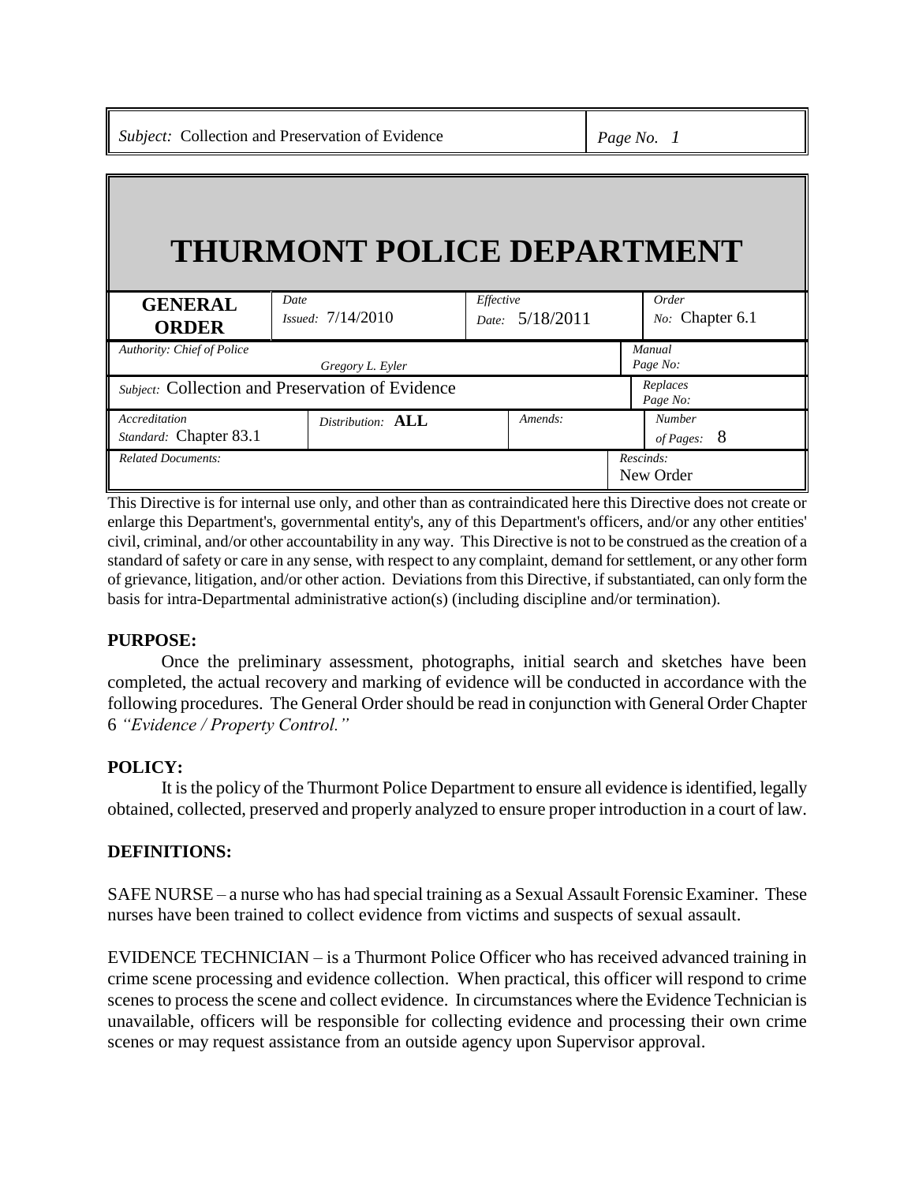# THURMONT POLICE DEPARTMENT

| **GENERAL ORDER** | *Date Issued:* 7/14/2010 | *Effective Date:* 5/18/2011 | *Order No:* Chapter 6.1 |
|---|---|---|---|
| *Authority: Chief of Police* Gregory L. Eyler | | | *Manual Page No:* |
| *Subject:* Collection and Preservation of Evidence | | | *Replaces Page No:* |
| *Accreditation Standard:* Chapter 83.1 | *Distribution:* **ALL** | *Amends:* | *Number of Pages:* 8 |
| *Related Documents:* | | | *Rescinds:* New Order |

This Directive is for internal use only, and other than as contraindicated here this Directive does not create or enlarge this Department's, governmental entity's, any of this Department's officers, and/or any other entities' civil, criminal, and/or other accountability in any way. This Directive is not to be construed as the creation of a standard of safety or care in any sense, with respect to any complaint, demand for settlement, or any other form of grievance, litigation, and/or other action. Deviations from this Directive, if substantiated, can only form the basis for intra-Departmental administrative action(s) (including discipline and/or termination).

**PURPOSE:**

Once the preliminary assessment, photographs, initial search and sketches have been completed, the actual recovery and marking of evidence will be conducted in accordance with the following procedures. The General Order should be read in conjunction with General Order Chapter 6 *"Evidence / Property Control."*

**POLICY:**

It is the policy of the Thurmont Police Department to ensure all evidence is identified, legally obtained, collected, preserved and properly analyzed to ensure proper introduction in a court of law.

**DEFINITIONS:**

SAFE NURSE – a nurse who has had special training as a Sexual Assault Forensic Examiner. These nurses have been trained to collect evidence from victims and suspects of sexual assault.

EVIDENCE TECHNICIAN – is a Thurmont Police Officer who has received advanced training in crime scene processing and evidence collection. When practical, this officer will respond to crime scenes to process the scene and collect evidence. In circumstances where the Evidence Technician is unavailable, officers will be responsible for collecting evidence and processing their own crime scenes or may request assistance from an outside agency upon Supervisor approval.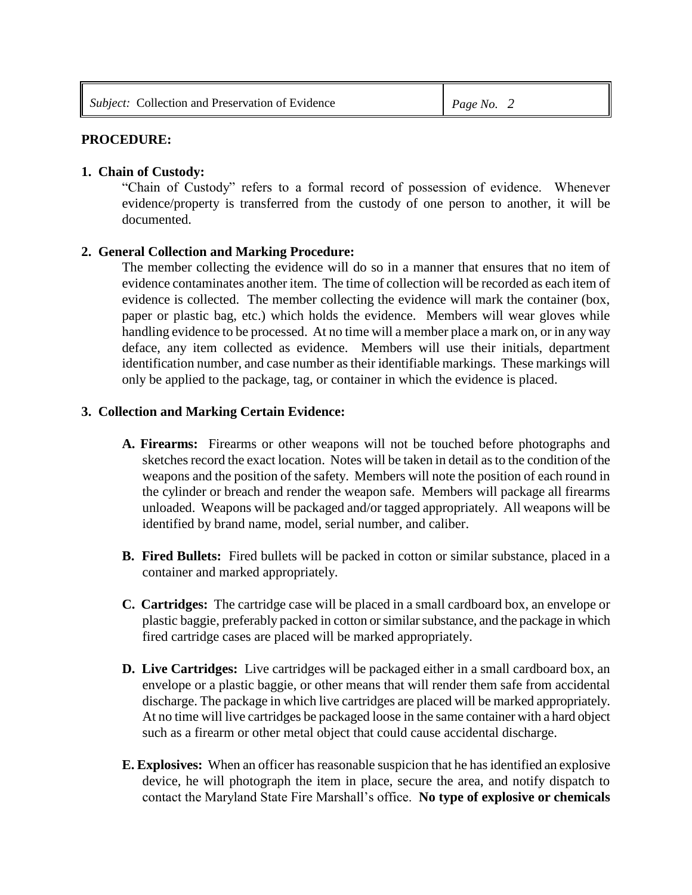**PROCEDURE:**

**1. Chain of Custody:**

"Chain of Custody" refers to a formal record of possession of evidence. Whenever evidence/property is transferred from the custody of one person to another, it will be documented.

**2. General Collection and Marking Procedure:**

The member collecting the evidence will do so in a manner that ensures that no item of evidence contaminates another item. The time of collection will be recorded as each item of evidence is collected. The member collecting the evidence will mark the container (box, paper or plastic bag, etc.) which holds the evidence. Members will wear gloves while handling evidence to be processed. At no time will a member place a mark on, or in any way deface, any item collected as evidence. Members will use their initials, department identification number, and case number as their identifiable markings. These markings will only be applied to the package, tag, or container in which the evidence is placed.

**3. Collection and Marking Certain Evidence:**

**A. Firearms:** Firearms or other weapons will not be touched before photographs and sketches record the exact location. Notes will be taken in detail as to the condition of the weapons and the position of the safety. Members will note the position of each round in the cylinder or breach and render the weapon safe. Members will package all firearms unloaded. Weapons will be packaged and/or tagged appropriately. All weapons will be identified by brand name, model, serial number, and caliber.

**B. Fired Bullets:** Fired bullets will be packed in cotton or similar substance, placed in a container and marked appropriately.

**C. Cartridges:** The cartridge case will be placed in a small cardboard box, an envelope or plastic baggie, preferably packed in cotton or similar substance, and the package in which fired cartridge cases are placed will be marked appropriately.

**D. Live Cartridges:** Live cartridges will be packaged either in a small cardboard box, an envelope or a plastic baggie, or other means that will render them safe from accidental discharge. The package in which live cartridges are placed will be marked appropriately. At no time will live cartridges be packaged loose in the same container with a hard object such as a firearm or other metal object that could cause accidental discharge.

**E. Explosives:** When an officer has reasonable suspicion that he has identified an explosive device, he will photograph the item in place, secure the area, and notify dispatch to contact the Maryland State Fire Marshall's office. **No type of explosive or chemicals**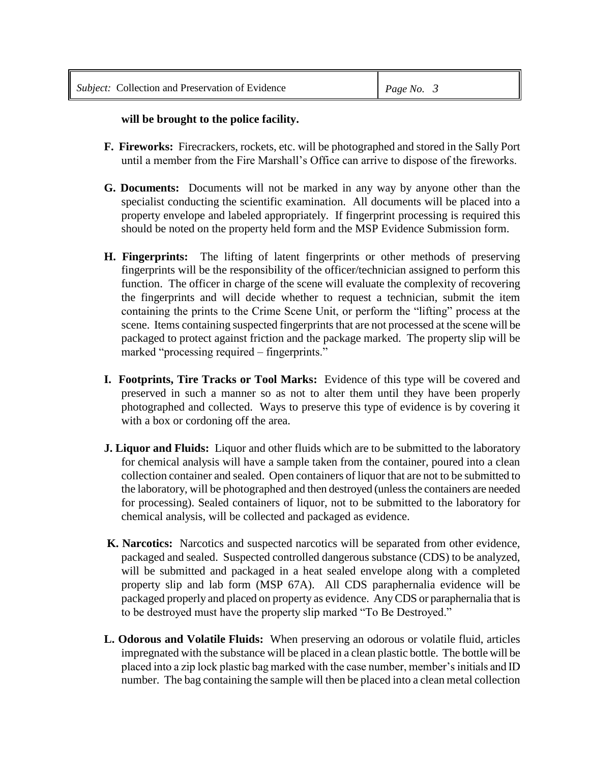**will be brought to the police facility.**

**F. Fireworks:** Firecrackers, rockets, etc. will be photographed and stored in the Sally Port until a member from the Fire Marshall's Office can arrive to dispose of the fireworks.

**G. Documents:** Documents will not be marked in any way by anyone other than the specialist conducting the scientific examination. All documents will be placed into a property envelope and labeled appropriately. If fingerprint processing is required this should be noted on the property held form and the MSP Evidence Submission form.

**H. Fingerprints:** The lifting of latent fingerprints or other methods of preserving fingerprints will be the responsibility of the officer/technician assigned to perform this function. The officer in charge of the scene will evaluate the complexity of recovering the fingerprints and will decide whether to request a technician, submit the item containing the prints to the Crime Scene Unit, or perform the "lifting" process at the scene. Items containing suspected fingerprints that are not processed at the scene will be packaged to protect against friction and the package marked. The property slip will be marked "processing required – fingerprints."

**I. Footprints, Tire Tracks or Tool Marks:** Evidence of this type will be covered and preserved in such a manner so as not to alter them until they have been properly photographed and collected. Ways to preserve this type of evidence is by covering it with a box or cordoning off the area.

**J. Liquor and Fluids:** Liquor and other fluids which are to be submitted to the laboratory for chemical analysis will have a sample taken from the container, poured into a clean collection container and sealed. Open containers of liquor that are not to be submitted to the laboratory, will be photographed and then destroyed (unless the containers are needed for processing). Sealed containers of liquor, not to be submitted to the laboratory for chemical analysis, will be collected and packaged as evidence.

**K. Narcotics:** Narcotics and suspected narcotics will be separated from other evidence, packaged and sealed. Suspected controlled dangerous substance (CDS) to be analyzed, will be submitted and packaged in a heat sealed envelope along with a completed property slip and lab form (MSP 67A). All CDS paraphernalia evidence will be packaged properly and placed on property as evidence. Any CDS or paraphernalia that is to be destroyed must have the property slip marked "To Be Destroyed."

**L. Odorous and Volatile Fluids:** When preserving an odorous or volatile fluid, articles impregnated with the substance will be placed in a clean plastic bottle. The bottle will be placed into a zip lock plastic bag marked with the case number, member's initials and ID number. The bag containing the sample will then be placed into a clean metal collection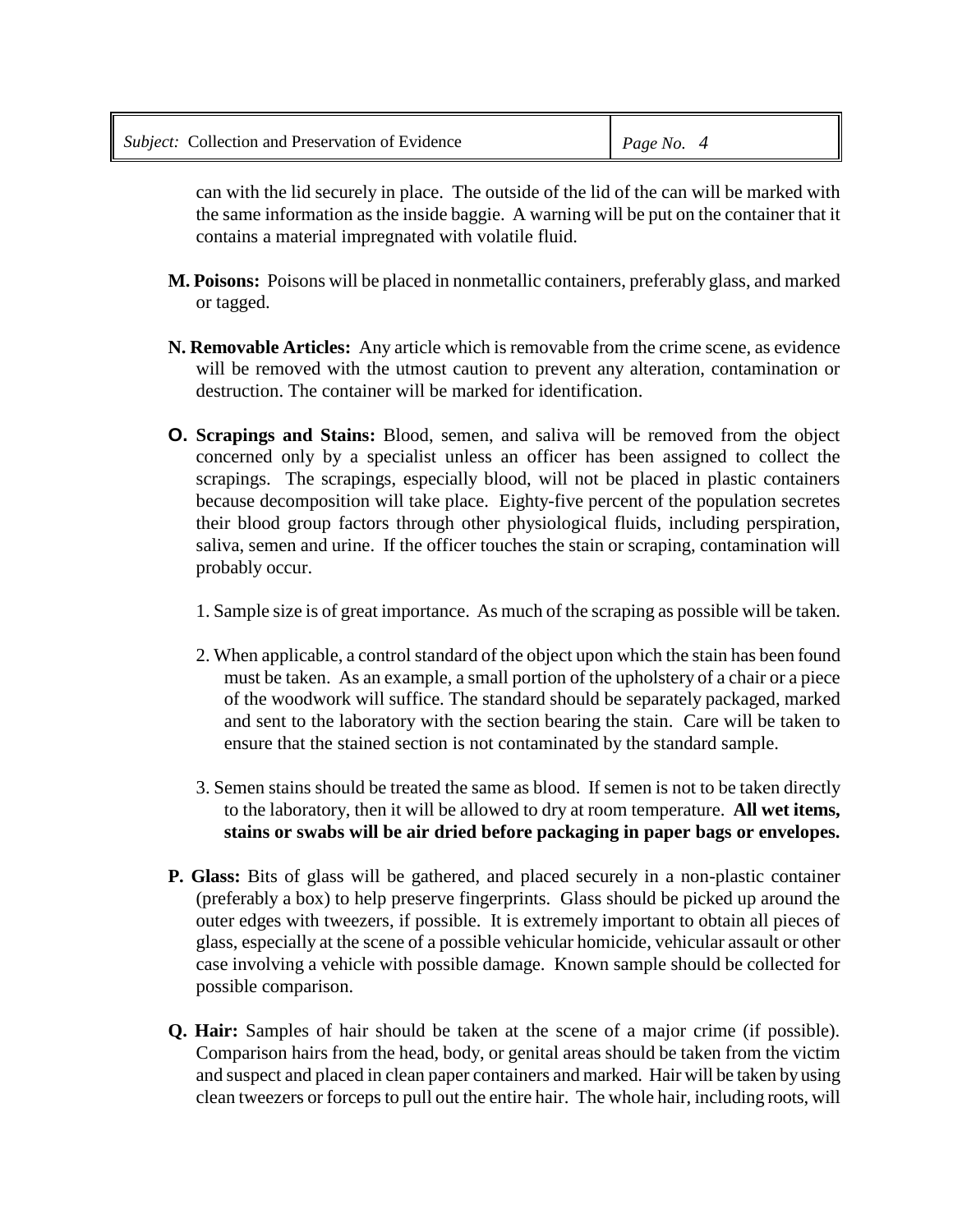can with the lid securely in place. The outside of the lid of the can will be marked with the same information as the inside baggie. A warning will be put on the container that it contains a material impregnated with volatile fluid.

**M. Poisons:** Poisons will be placed in nonmetallic containers, preferably glass, and marked or tagged.

**N. Removable Articles:** Any article which is removable from the crime scene, as evidence will be removed with the utmost caution to prevent any alteration, contamination or destruction. The container will be marked for identification.

**O. Scrapings and Stains:** Blood, semen, and saliva will be removed from the object concerned only by a specialist unless an officer has been assigned to collect the scrapings. The scrapings, especially blood, will not be placed in plastic containers because decomposition will take place. Eighty-five percent of the population secretes their blood group factors through other physiological fluids, including perspiration, saliva, semen and urine. If the officer touches the stain or scraping, contamination will probably occur.

1. Sample size is of great importance. As much of the scraping as possible will be taken.

2. When applicable, a control standard of the object upon which the stain has been found must be taken. As an example, a small portion of the upholstery of a chair or a piece of the woodwork will suffice. The standard should be separately packaged, marked and sent to the laboratory with the section bearing the stain. Care will be taken to ensure that the stained section is not contaminated by the standard sample.

3. Semen stains should be treated the same as blood. If semen is not to be taken directly to the laboratory, then it will be allowed to dry at room temperature. **All wet items, stains or swabs will be air dried before packaging in paper bags or envelopes.**

**P. Glass:** Bits of glass will be gathered, and placed securely in a non-plastic container (preferably a box) to help preserve fingerprints. Glass should be picked up around the outer edges with tweezers, if possible. It is extremely important to obtain all pieces of glass, especially at the scene of a possible vehicular homicide, vehicular assault or other case involving a vehicle with possible damage. Known sample should be collected for possible comparison.

**Q. Hair:** Samples of hair should be taken at the scene of a major crime (if possible). Comparison hairs from the head, body, or genital areas should be taken from the victim and suspect and placed in clean paper containers and marked. Hair will be taken by using clean tweezers or forceps to pull out the entire hair. The whole hair, including roots, will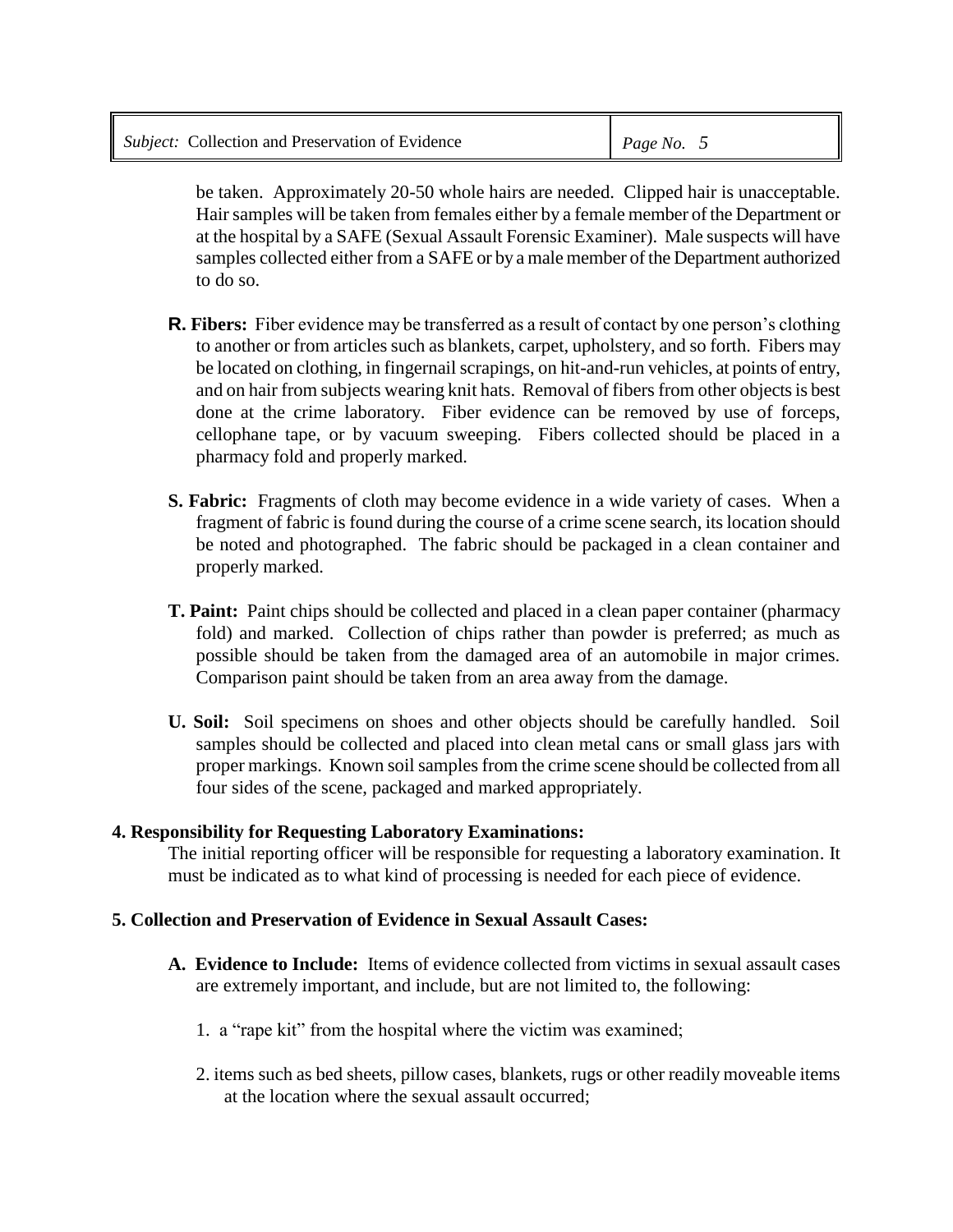be taken. Approximately 20-50 whole hairs are needed. Clipped hair is unacceptable. Hair samples will be taken from females either by a female member of the Department or at the hospital by a SAFE (Sexual Assault Forensic Examiner). Male suspects will have samples collected either from a SAFE or by a male member of the Department authorized to do so.

**R. Fibers:** Fiber evidence may be transferred as a result of contact by one person's clothing to another or from articles such as blankets, carpet, upholstery, and so forth. Fibers may be located on clothing, in fingernail scrapings, on hit-and-run vehicles, at points of entry, and on hair from subjects wearing knit hats. Removal of fibers from other objects is best done at the crime laboratory. Fiber evidence can be removed by use of forceps, cellophane tape, or by vacuum sweeping. Fibers collected should be placed in a pharmacy fold and properly marked.

**S. Fabric:** Fragments of cloth may become evidence in a wide variety of cases. When a fragment of fabric is found during the course of a crime scene search, its location should be noted and photographed. The fabric should be packaged in a clean container and properly marked.

**T. Paint:** Paint chips should be collected and placed in a clean paper container (pharmacy fold) and marked. Collection of chips rather than powder is preferred; as much as possible should be taken from the damaged area of an automobile in major crimes. Comparison paint should be taken from an area away from the damage.

**U. Soil:** Soil specimens on shoes and other objects should be carefully handled. Soil samples should be collected and placed into clean metal cans or small glass jars with proper markings. Known soil samples from the crime scene should be collected from all four sides of the scene, packaged and marked appropriately.

**4. Responsibility for Requesting Laboratory Examinations:**

The initial reporting officer will be responsible for requesting a laboratory examination. It must be indicated as to what kind of processing is needed for each piece of evidence.

**5. Collection and Preservation of Evidence in Sexual Assault Cases:**

**A. Evidence to Include:** Items of evidence collected from victims in sexual assault cases are extremely important, and include, but are not limited to, the following:

1. a "rape kit" from the hospital where the victim was examined;

2. items such as bed sheets, pillow cases, blankets, rugs or other readily moveable items at the location where the sexual assault occurred;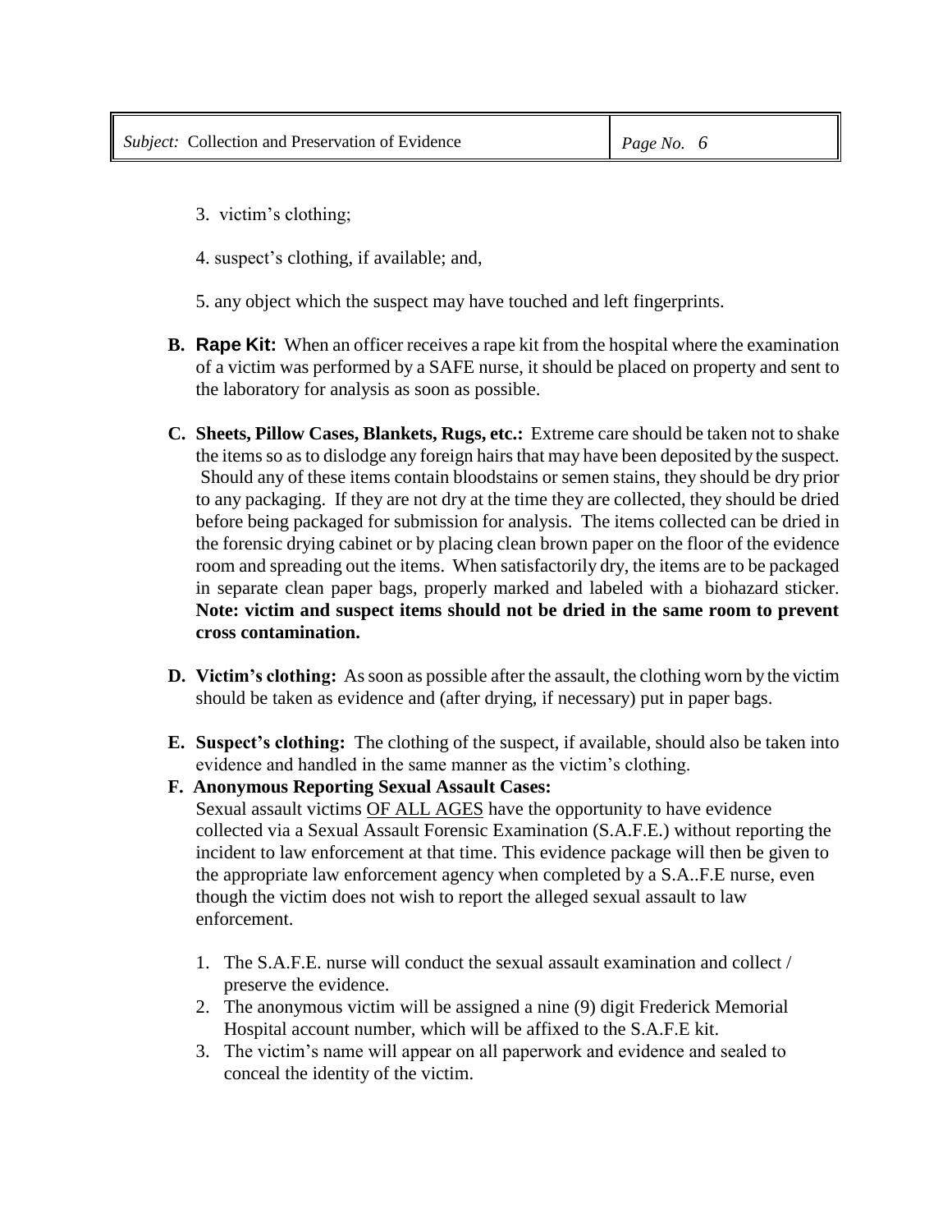3. victim's clothing;

4. suspect's clothing, if available; and,

5. any object which the suspect may have touched and left fingerprints.

**B. Rape Kit:** When an officer receives a rape kit from the hospital where the examination of a victim was performed by a SAFE nurse, it should be placed on property and sent to the laboratory for analysis as soon as possible.

**C. Sheets, Pillow Cases, Blankets, Rugs, etc.:** Extreme care should be taken not to shake the items so as to dislodge any foreign hairs that may have been deposited by the suspect. Should any of these items contain bloodstains or semen stains, they should be dry prior to any packaging. If they are not dry at the time they are collected, they should be dried before being packaged for submission for analysis. The items collected can be dried in the forensic drying cabinet or by placing clean brown paper on the floor of the evidence room and spreading out the items. When satisfactorily dry, the items are to be packaged in separate clean paper bags, properly marked and labeled with a biohazard sticker. **Note: victim and suspect items should not be dried in the same room to prevent cross contamination.**

**D. Victim's clothing:** As soon as possible after the assault, the clothing worn by the victim should be taken as evidence and (after drying, if necessary) put in paper bags.

**E. Suspect's clothing:** The clothing of the suspect, if available, should also be taken into evidence and handled in the same manner as the victim's clothing.

**F. Anonymous Reporting Sexual Assault Cases:**

Sexual assault victims <u>OF ALL AGES</u> have the opportunity to have evidence collected via a Sexual Assault Forensic Examination (S.A.F.E.) without reporting the incident to law enforcement at that time. This evidence package will then be given to the appropriate law enforcement agency when completed by a S.A..F.E nurse, even though the victim does not wish to report the alleged sexual assault to law enforcement.

1. The S.A.F.E. nurse will conduct the sexual assault examination and collect / preserve the evidence.
2. The anonymous victim will be assigned a nine (9) digit Frederick Memorial Hospital account number, which will be affixed to the S.A.F.E kit.
3. The victim's name will appear on all paperwork and evidence and sealed to conceal the identity of the victim.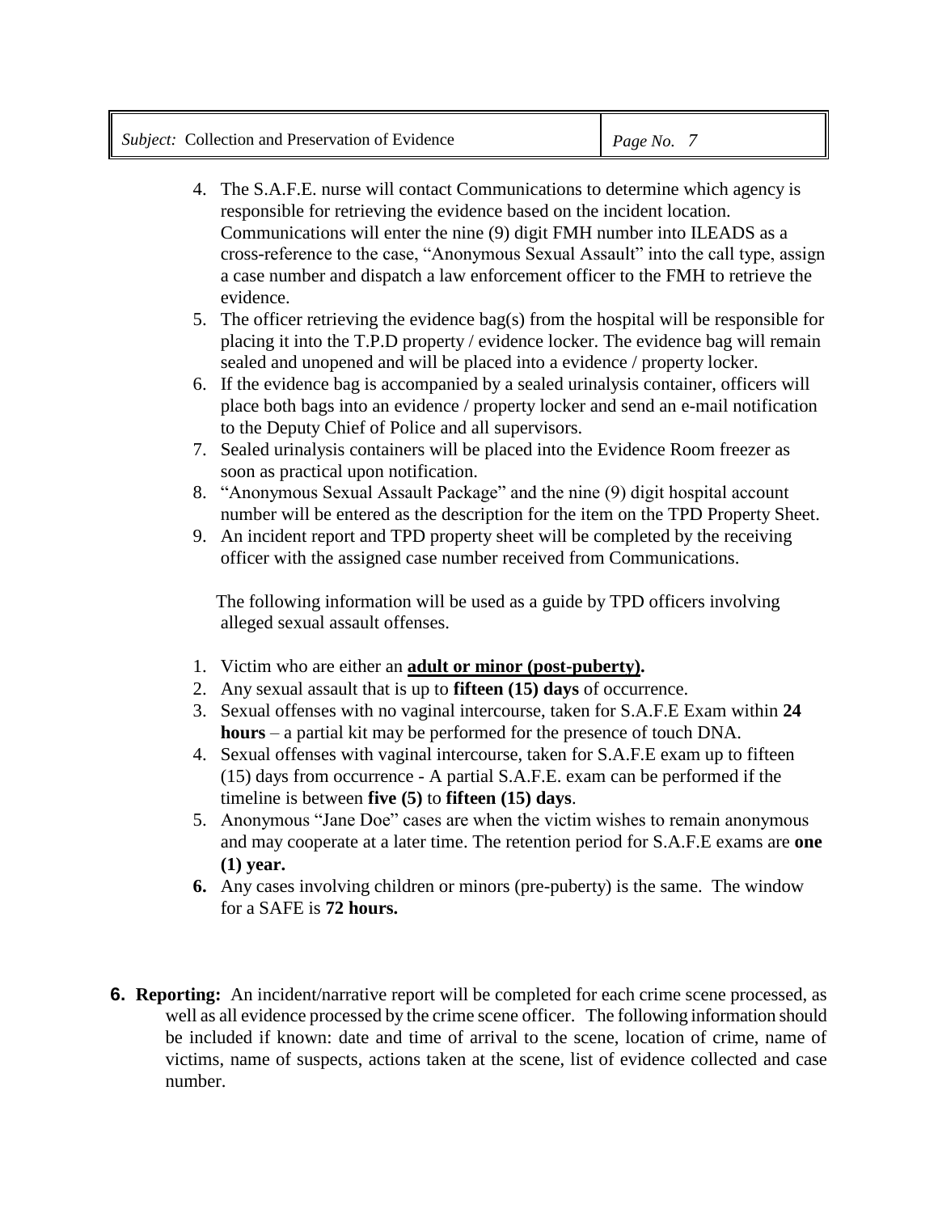4. The S.A.F.E. nurse will contact Communications to determine which agency is responsible for retrieving the evidence based on the incident location. Communications will enter the nine (9) digit FMH number into ILEADS as a cross-reference to the case, "Anonymous Sexual Assault" into the call type, assign a case number and dispatch a law enforcement officer to the FMH to retrieve the evidence.
5. The officer retrieving the evidence bag(s) from the hospital will be responsible for placing it into the T.P.D property / evidence locker. The evidence bag will remain sealed and unopened and will be placed into a evidence / property locker.
6. If the evidence bag is accompanied by a sealed urinalysis container, officers will place both bags into an evidence / property locker and send an e-mail notification to the Deputy Chief of Police and all supervisors.
7. Sealed urinalysis containers will be placed into the Evidence Room freezer as soon as practical upon notification.
8. "Anonymous Sexual Assault Package" and the nine (9) digit hospital account number will be entered as the description for the item on the TPD Property Sheet.
9. An incident report and TPD property sheet will be completed by the receiving officer with the assigned case number received from Communications.

The following information will be used as a guide by TPD officers involving alleged sexual assault offenses.

1. Victim who are either an **<u>adult or minor (post-puberty)</u>.**
2. Any sexual assault that is up to **fifteen (15) days** of occurrence.
3. Sexual offenses with no vaginal intercourse, taken for S.A.F.E Exam within **24 hours** – a partial kit may be performed for the presence of touch DNA.
4. Sexual offenses with vaginal intercourse, taken for S.A.F.E exam up to fifteen (15) days from occurrence - A partial S.A.F.E. exam can be performed if the timeline is between **five (5)** to **fifteen (15) days**.
5. Anonymous "Jane Doe" cases are when the victim wishes to remain anonymous and may cooperate at a later time. The retention period for S.A.F.E exams are **one (1) year.**
6. Any cases involving children or minors (pre-puberty) is the same. The window for a SAFE is **72 hours.**

**6. Reporting:** An incident/narrative report will be completed for each crime scene processed, as well as all evidence processed by the crime scene officer. The following information should be included if known: date and time of arrival to the scene, location of crime, name of victims, name of suspects, actions taken at the scene, list of evidence collected and case number.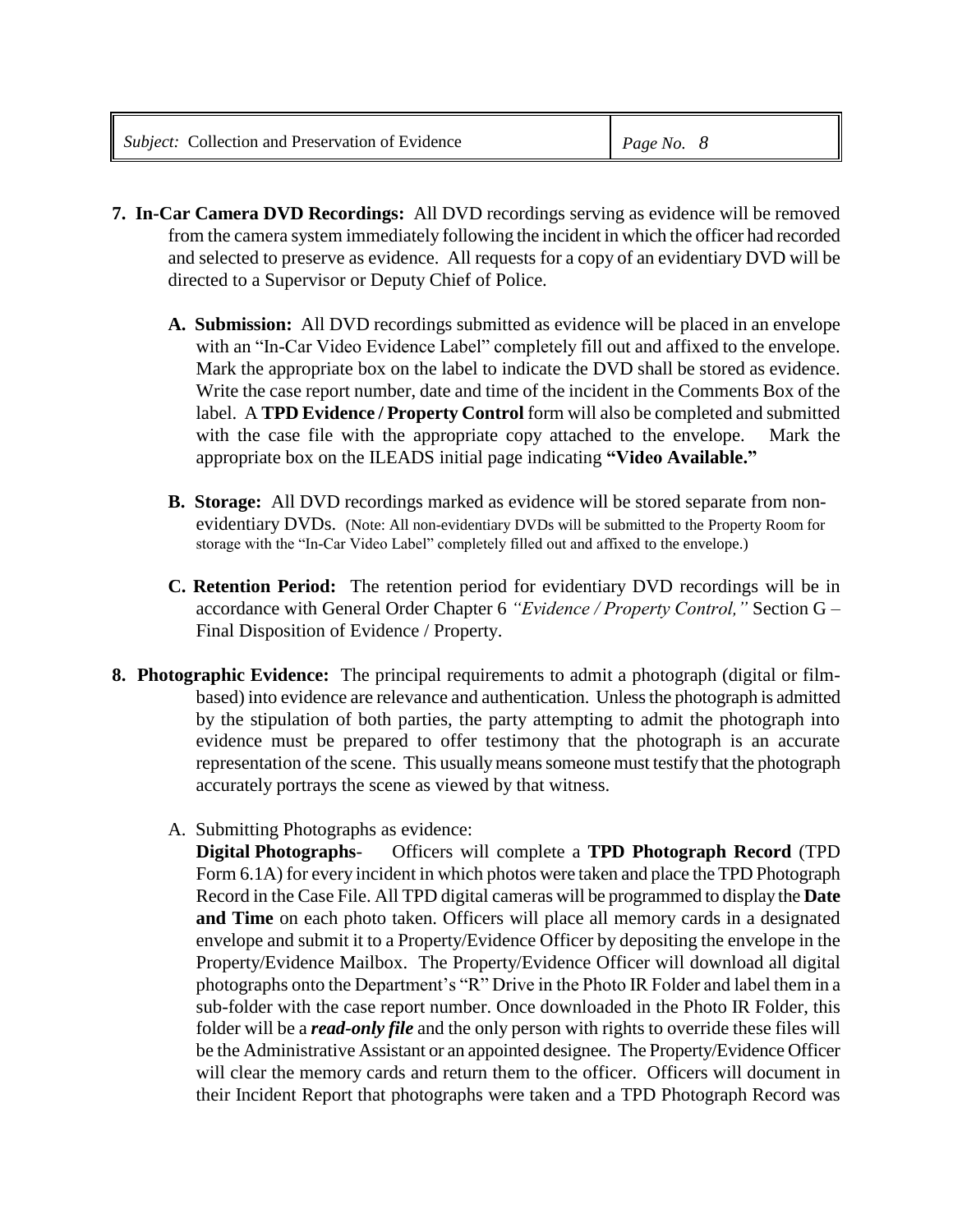**7. In-Car Camera DVD Recordings:** All DVD recordings serving as evidence will be removed from the camera system immediately following the incident in which the officer had recorded and selected to preserve as evidence. All requests for a copy of an evidentiary DVD will be directed to a Supervisor or Deputy Chief of Police.

**A. Submission:** All DVD recordings submitted as evidence will be placed in an envelope with an "In-Car Video Evidence Label" completely fill out and affixed to the envelope. Mark the appropriate box on the label to indicate the DVD shall be stored as evidence. Write the case report number, date and time of the incident in the Comments Box of the label. A **TPD Evidence / Property Control** form will also be completed and submitted with the case file with the appropriate copy attached to the envelope. Mark the appropriate box on the ILEADS initial page indicating **"Video Available."**

**B. Storage:** All DVD recordings marked as evidence will be stored separate from non-evidentiary DVDs. (Note: All non-evidentiary DVDs will be submitted to the Property Room for storage with the "In-Car Video Label" completely filled out and affixed to the envelope.)

**C. Retention Period:** The retention period for evidentiary DVD recordings will be in accordance with General Order Chapter 6 *"Evidence / Property Control,"* Section G – Final Disposition of Evidence / Property.

**8. Photographic Evidence:** The principal requirements to admit a photograph (digital or film-based) into evidence are relevance and authentication. Unless the photograph is admitted by the stipulation of both parties, the party attempting to admit the photograph into evidence must be prepared to offer testimony that the photograph is an accurate representation of the scene. This usually means someone must testify that the photograph accurately portrays the scene as viewed by that witness.

A. Submitting Photographs as evidence:
**Digital Photographs**- Officers will complete a **TPD Photograph Record** (TPD Form 6.1A) for every incident in which photos were taken and place the TPD Photograph Record in the Case File. All TPD digital cameras will be programmed to display the **Date and Time** on each photo taken. Officers will place all memory cards in a designated envelope and submit it to a Property/Evidence Officer by depositing the envelope in the Property/Evidence Mailbox. The Property/Evidence Officer will download all digital photographs onto the Department's "R" Drive in the Photo IR Folder and label them in a sub-folder with the case report number. Once downloaded in the Photo IR Folder, this folder will be a ***read-only file*** and the only person with rights to override these files will be the Administrative Assistant or an appointed designee. The Property/Evidence Officer will clear the memory cards and return them to the officer. Officers will document in their Incident Report that photographs were taken and a TPD Photograph Record was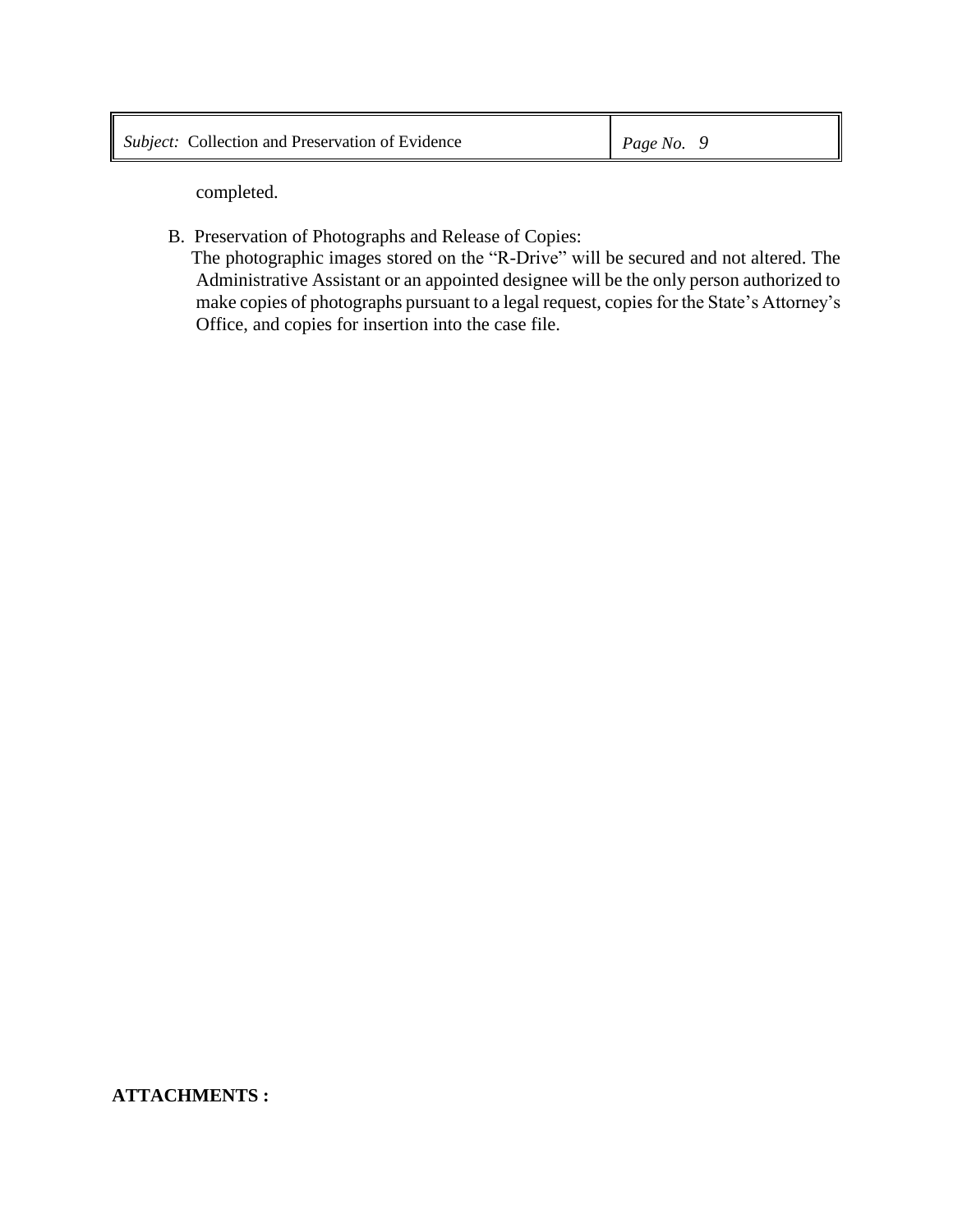completed.

B. Preservation of Photographs and Release of Copies:
The photographic images stored on the "R-Drive" will be secured and not altered. The Administrative Assistant or an appointed designee will be the only person authorized to make copies of photographs pursuant to a legal request, copies for the State's Attorney's Office, and copies for insertion into the case file.

**ATTACHMENTS :**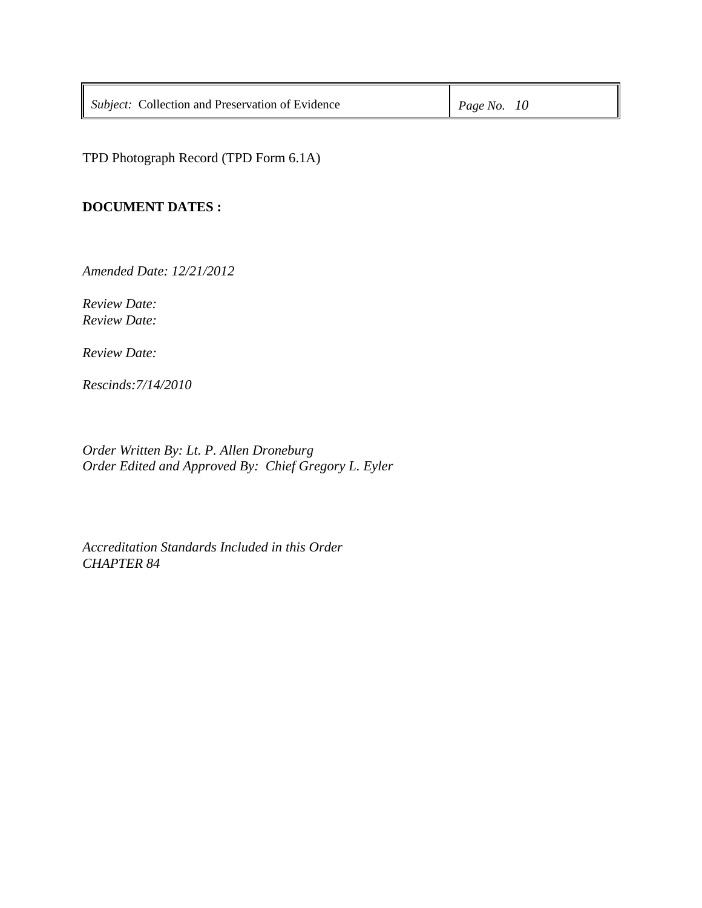TPD Photograph Record (TPD Form 6.1A)

**DOCUMENT DATES :**

*Amended Date: 12/21/2012*

*Review Date:*
*Review Date:*

*Review Date:*

*Rescinds:7/14/2010*

*Order Written By: Lt. P. Allen Droneburg*
*Order Edited and Approved By: Chief Gregory L. Eyler*

*Accreditation Standards Included in this Order*
*CHAPTER 84*